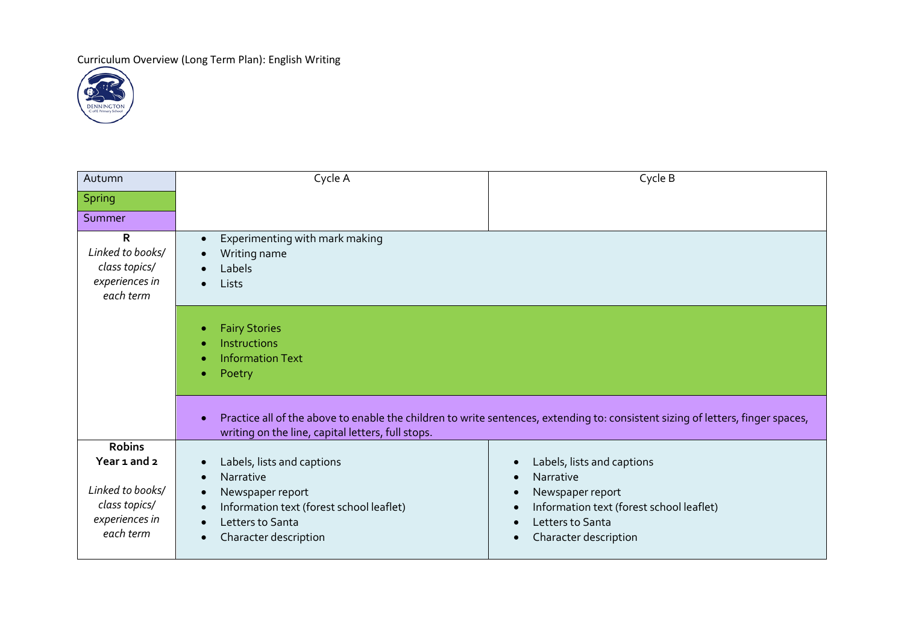Curriculum Overview (Long Term Plan): English Writing

| Autumn / Spring / Summer | Cycle A | Cycle B |
| --- | --- | --- |
| **R**<br>*Linked to books/ class topics/ experiences in each term* | • Experimenting with mark making<br>• Writing name<br>• Labels<br>• Lists | |
| | • Fairy Stories<br>• Instructions<br>• Information Text<br>• Poetry | |
| | • Practice all of the above to enable the children to write sentences, extending to: consistent sizing of letters, finger spaces, writing on the line, capital letters, full stops. | |
| **Robins**<br>**Year 1 and 2**<br>*Linked to books/ class topics/ experiences in each term* | • Labels, lists and captions<br>• Narrative<br>• Newspaper report<br>• Information text (forest school leaflet)<br>• Letters to Santa<br>• Character description | • Labels, lists and captions<br>• Narrative<br>• Newspaper report<br>• Information text (forest school leaflet)<br>• Letters to Santa<br>• Character description |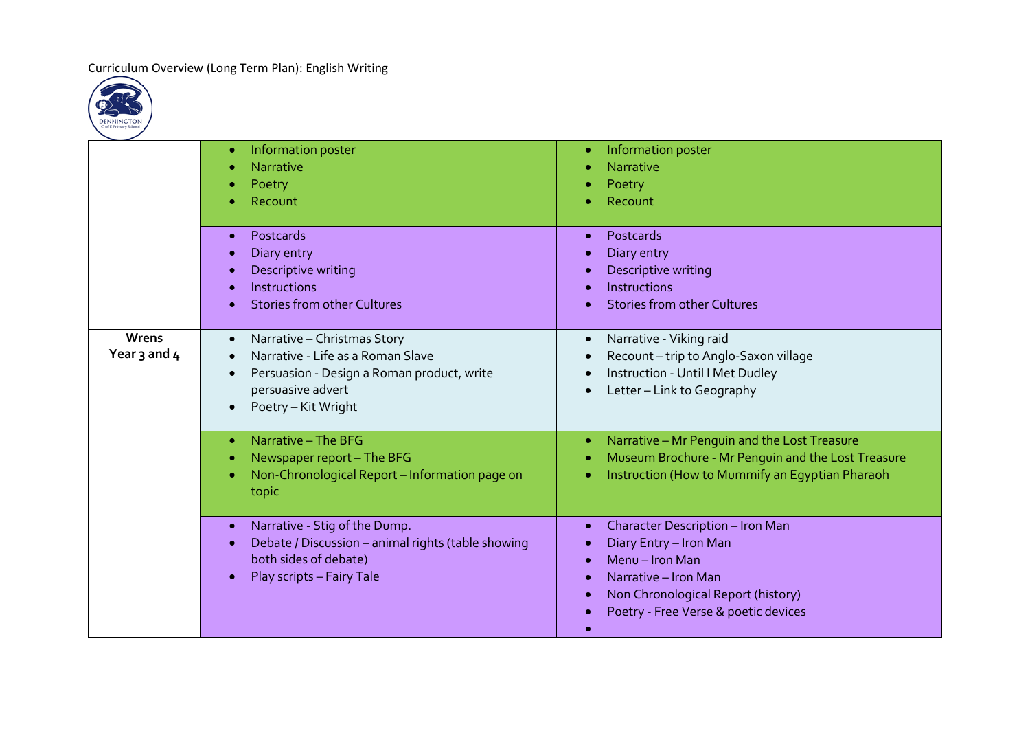Curriculum Overview (Long Term Plan): English Writing

| | | |
|---|---|---|
| | • Information poster<br>• Narrative<br>• Poetry<br>• Recount | • Information poster<br>• Narrative<br>• Poetry<br>• Recount |
| | • Postcards<br>• Diary entry<br>• Descriptive writing<br>• Instructions<br>• Stories from other Cultures | • Postcards<br>• Diary entry<br>• Descriptive writing<br>• Instructions<br>• Stories from other Cultures |
| **Wrens Year 3 and 4** | • Narrative – Christmas Story<br>• Narrative - Life as a Roman Slave<br>• Persuasion - Design a Roman product, write persuasive advert<br>• Poetry – Kit Wright | • Narrative - Viking raid<br>• Recount – trip to Anglo-Saxon village<br>• Instruction - Until I Met Dudley<br>• Letter – Link to Geography |
| | • Narrative – The BFG<br>• Newspaper report – The BFG<br>• Non-Chronological Report – Information page on topic | • Narrative – Mr Penguin and the Lost Treasure<br>• Museum Brochure - Mr Penguin and the Lost Treasure<br>• Instruction (How to Mummify an Egyptian Pharaoh |
| | • Narrative - Stig of the Dump.<br>• Debate / Discussion – animal rights (table showing both sides of debate)<br>• Play scripts – Fairy Tale | • Character Description – Iron Man<br>• Diary Entry – Iron Man<br>• Menu – Iron Man<br>• Narrative – Iron Man<br>• Non Chronological Report (history)<br>• Poetry - Free Verse & poetic devices<br>• |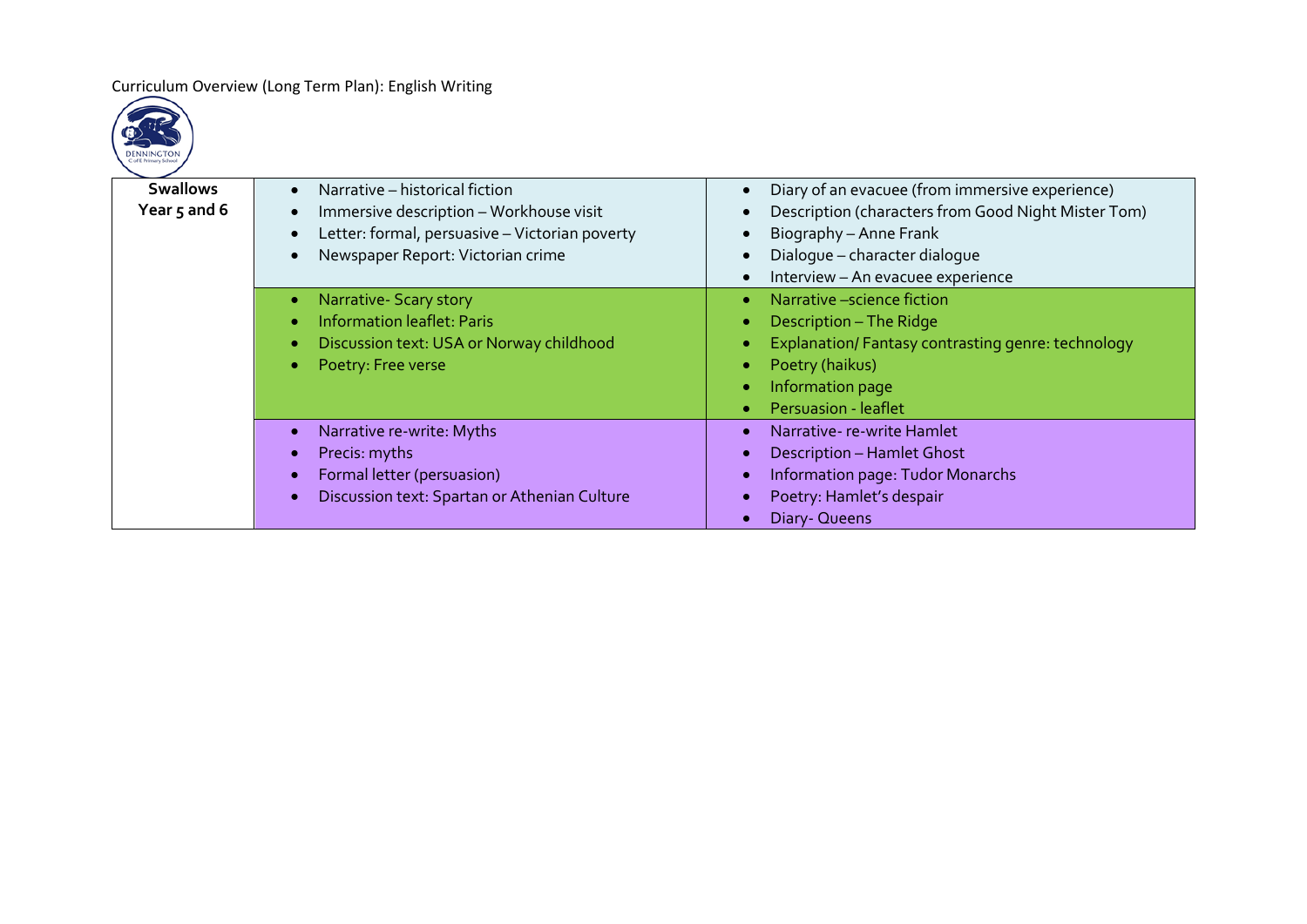Curriculum Overview (Long Term Plan): English Writing

| | | |
|---|---|---|
| **Swallows Year 5 and 6** | • Narrative – historical fiction<br>• Immersive description – Workhouse visit<br>• Letter: formal, persuasive – Victorian poverty<br>• Newspaper Report: Victorian crime | • Diary of an evacuee (from immersive experience)<br>• Description (characters from Good Night Mister Tom)<br>• Biography – Anne Frank<br>• Dialogue – character dialogue<br>• Interview – An evacuee experience |
| | • Narrative- Scary story<br>• Information leaflet: Paris<br>• Discussion text: USA or Norway childhood<br>• Poetry: Free verse | • Narrative –science fiction<br>• Description – The Ridge<br>• Explanation/ Fantasy contrasting genre: technology<br>• Poetry (haikus)<br>• Information page<br>• Persuasion - leaflet |
| | • Narrative re-write: Myths<br>• Precis: myths<br>• Formal letter (persuasion)<br>• Discussion text: Spartan or Athenian Culture | • Narrative- re-write Hamlet<br>• Description – Hamlet Ghost<br>• Information page: Tudor Monarchs<br>• Poetry: Hamlet's despair<br>• Diary- Queens |